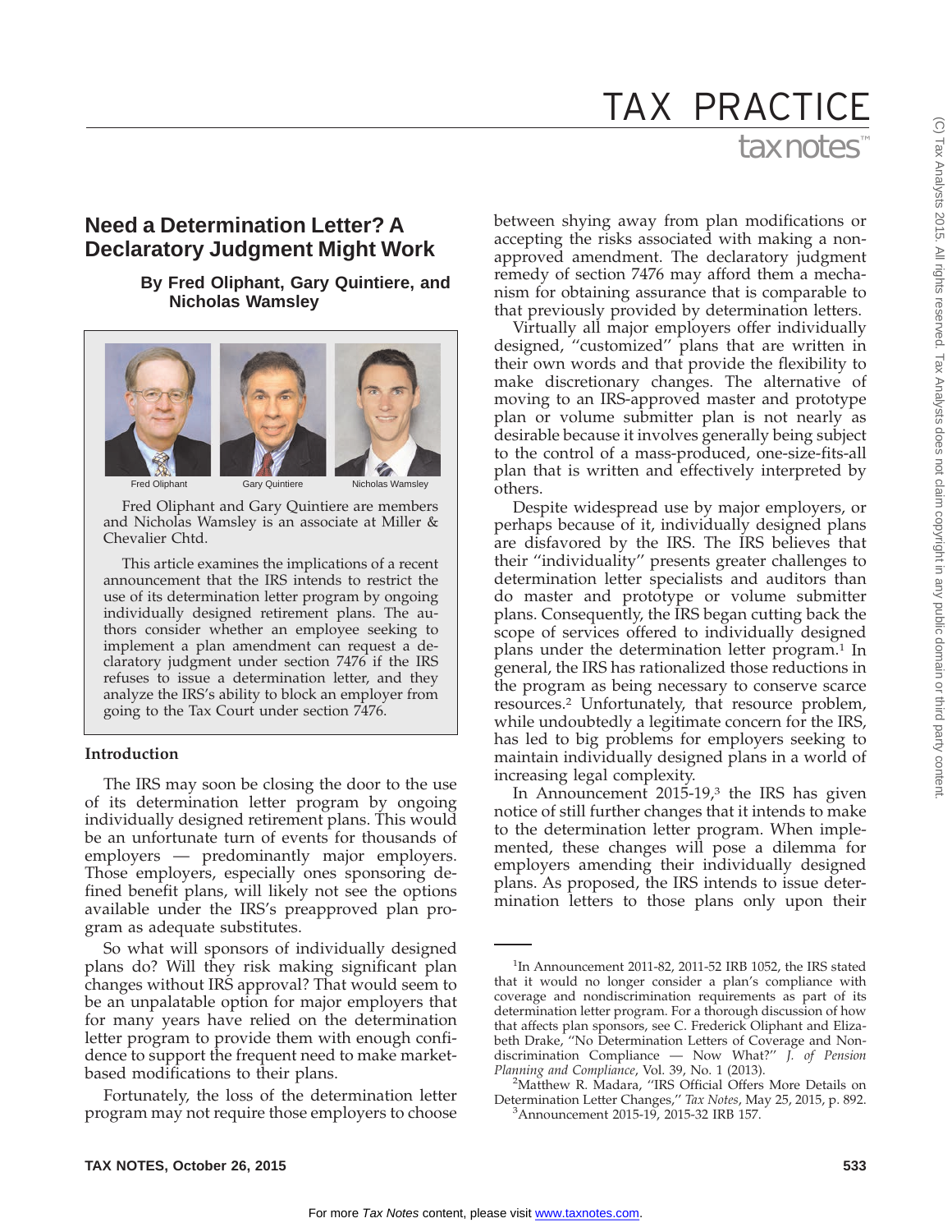# Need a Determination Letter? A Declaratory Judgment Might Work

**By Fred Oliphant, Gary Quintiere, and Nicholas Wamsley**

Fred Oliphant Gary Quintiere Nicholas Wamsley

Fred Oliphant and Gary Quintiere are members and Nicholas Wamsley is an associate at Miller & Chevalier Chtd.

This article examines the implications of a recent announcement that the IRS intends to restrict the use of its determination letter program by ongoing individually designed retirement plans. The authors consider whether an employee seeking to implement a plan amendment can request a declaratory judgment under section 7476 if the IRS refuses to issue a determination letter, and they analyze the IRS's ability to block an employer from going to the Tax Court under section 7476.

## Introduction

The IRS may soon be closing the door to the use of its determination letter program by ongoing individually designed retirement plans. This would be an unfortunate turn of events for thousands of employers — predominantly major employers. Those employers, especially ones sponsoring defined benefit plans, will likely not see the options available under the IRS's preapproved plan program as adequate substitutes.

So what will sponsors of individually designed plans do? Will they risk making significant plan changes without IRS approval? That would seem to be an unpalatable option for major employers that for many years have relied on the determination letter program to provide them with enough confidence to support the frequent need to make market-based modifications to their plans.

Fortunately, the loss of the determination letter program may not require those employers to choose between shying away from plan modifications or accepting the risks associated with making a non-approved amendment. The declaratory judgment remedy of section 7476 may afford them a mechanism for obtaining assurance that is comparable to that previously provided by determination letters.

Virtually all major employers offer individually designed, "customized" plans that are written in their own words and that provide the flexibility to make discretionary changes. The alternative of moving to an IRS-approved master and prototype plan or volume submitter plan is not nearly as desirable because it involves generally being subject to the control of a mass-produced, one-size-fits-all plan that is written and effectively interpreted by others.

Despite widespread use by major employers, or perhaps because of it, individually designed plans are disfavored by the IRS. The IRS believes that their "individuality" presents greater challenges to determination letter specialists and auditors than do master and prototype or volume submitter plans. Consequently, the IRS began cutting back the scope of services offered to individually designed plans under the determination letter program.[1] In general, the IRS has rationalized those reductions in the program as being necessary to conserve scarce resources.[2] Unfortunately, that resource problem, while undoubtedly a legitimate concern for the IRS, has led to big problems for employers seeking to maintain individually designed plans in a world of increasing legal complexity.

In Announcement 2015-19,[3] the IRS has given notice of still further changes that it intends to make to the determination letter program. When implemented, these changes will pose a dilemma for employers amending their individually designed plans. As proposed, the IRS intends to issue determination letters to those plans only upon their

---

[1]In Announcement 2011-82, 2011-52 IRB 1052, the IRS stated that it would no longer consider a plan's compliance with coverage and nondiscrimination requirements as part of its determination letter program. For a thorough discussion of how that affects plan sponsors, see C. Frederick Oliphant and Elizabeth Drake, "No Determination Letters of Coverage and Nondiscrimination Compliance — Now What?" *J. of Pension Planning and Compliance*, Vol. 39, No. 1 (2013).

[2]Matthew R. Madara, "IRS Official Offers More Details on Determination Letter Changes," *Tax Notes*, May 25, 2015, p. 892.

[3]Announcement 2015-19, 2015-32 IRB 157.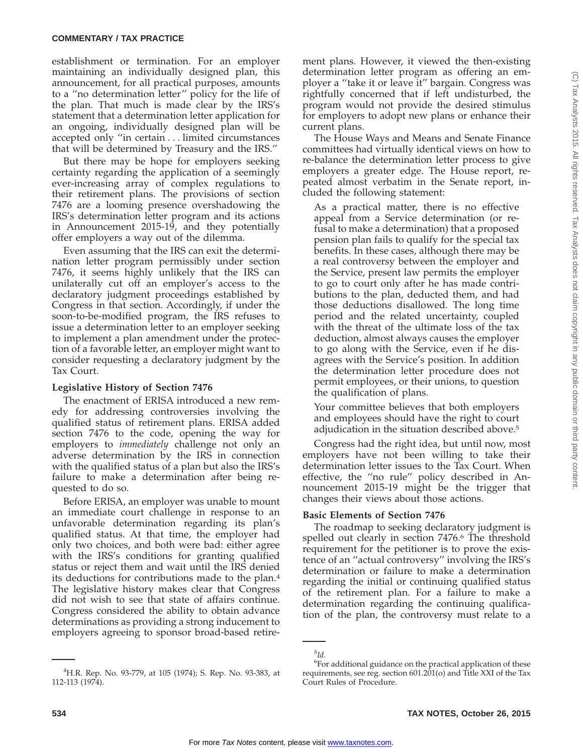establishment or termination. For an employer maintaining an individually designed plan, this announcement, for all practical purposes, amounts to a ''no determination letter'' policy for the life of the plan. That much is made clear by the IRS's statement that a determination letter application for an ongoing, individually designed plan will be accepted only ''in certain . . . limited circumstances that will be determined by Treasury and the IRS.''

But there may be hope for employers seeking certainty regarding the application of a seemingly ever-increasing array of complex regulations to their retirement plans. The provisions of section 7476 are a looming presence overshadowing the IRS's determination letter program and its actions in Announcement 2015-19, and they potentially offer employers a way out of the dilemma.

Even assuming that the IRS can exit the determination letter program permissibly under section 7476, it seems highly unlikely that the IRS can unilaterally cut off an employer's access to the declaratory judgment proceedings established by Congress in that section. Accordingly, if under the soon-to-be-modified program, the IRS refuses to issue a determination letter to an employer seeking to implement a plan amendment under the protection of a favorable letter, an employer might want to consider requesting a declaratory judgment by the Tax Court.

### Legislative History of Section 7476

The enactment of ERISA introduced a new remedy for addressing controversies involving the qualified status of retirement plans. ERISA added section 7476 to the code, opening the way for employers to *immediately* challenge not only an adverse determination by the IRS in connection with the qualified status of a plan but also the IRS's failure to make a determination after being requested to do so.

Before ERISA, an employer was unable to mount an immediate court challenge in response to an unfavorable determination regarding its plan's qualified status. At that time, the employer had only two choices, and both were bad: either agree with the IRS's conditions for granting qualified status or reject them and wait until the IRS denied its deductions for contributions made to the plan.[4] The legislative history makes clear that Congress did not wish to see that state of affairs continue. Congress considered the ability to obtain advance determinations as providing a strong inducement to employers agreeing to sponsor broad-based retirement plans. However, it viewed the then-existing determination letter program as offering an employer a ''take it or leave it'' bargain. Congress was rightfully concerned that if left undisturbed, the program would not provide the desired stimulus for employers to adopt new plans or enhance their current plans.

The House Ways and Means and Senate Finance committees had virtually identical views on how to re-balance the determination letter process to give employers a greater edge. The House report, repeated almost verbatim in the Senate report, included the following statement:

> As a practical matter, there is no effective appeal from a Service determination (or refusal to make a determination) that a proposed pension plan fails to qualify for the special tax benefits. In these cases, although there may be a real controversy between the employer and the Service, present law permits the employer to go to court only after he has made contributions to the plan, deducted them, and had those deductions disallowed. The long time period and the related uncertainty, coupled with the threat of the ultimate loss of the tax deduction, almost always causes the employer to go along with the Service, even if he disagrees with the Service's position. In addition the determination letter procedure does not permit employees, or their unions, to question the qualification of plans.
>
> Your committee believes that both employers and employees should have the right to court adjudication in the situation described above.[5]

Congress had the right idea, but until now, most employers have not been willing to take their determination letter issues to the Tax Court. When effective, the ''no rule'' policy described in Announcement 2015-19 might be the trigger that changes their views about those actions.

### Basic Elements of Section 7476

The roadmap to seeking declaratory judgment is spelled out clearly in section 7476.[6] The threshold requirement for the petitioner is to prove the existence of an ''actual controversy'' involving the IRS's determination or failure to make a determination regarding the initial or continuing qualified status of the retirement plan. For a failure to make a determination regarding the continuing qualification of the plan, the controversy must relate to a

---

[4] H.R. Rep. No. 93-779, at 105 (1974); S. Rep. No. 93-383, at 112-113 (1974).

[5] *Id.*

[6] For additional guidance on the practical application of these requirements, see reg. section 601.201(o) and Title XXI of the Tax Court Rules of Procedure.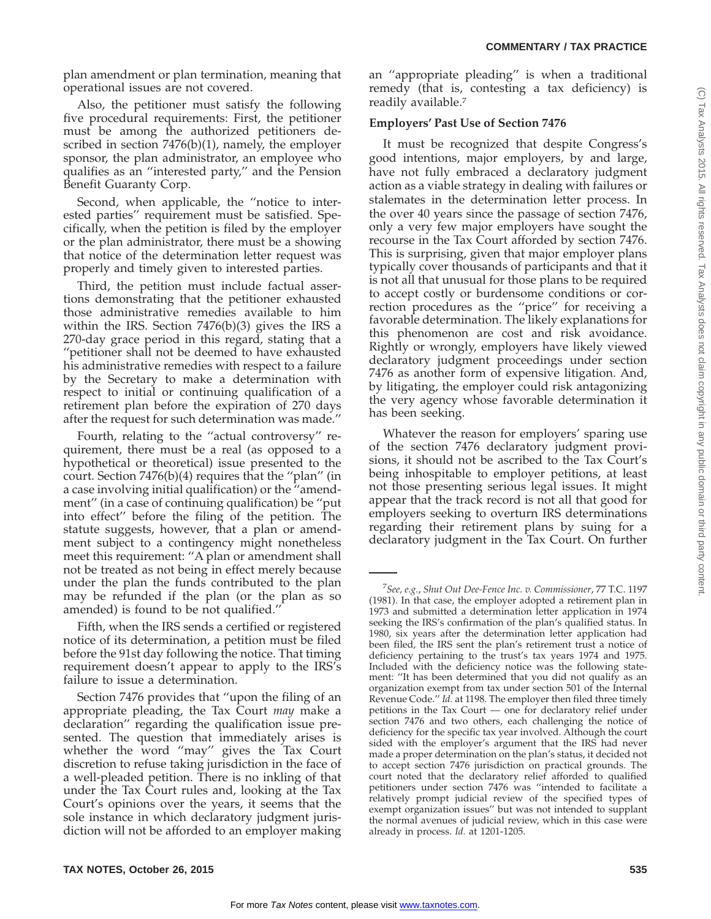plan amendment or plan termination, meaning that operational issues are not covered.

Also, the petitioner must satisfy the following five procedural requirements: First, the petitioner must be among the authorized petitioners described in section 7476(b)(1), namely, the employer sponsor, the plan administrator, an employee who qualifies as an ''interested party,'' and the Pension Benefit Guaranty Corp.

Second, when applicable, the ''notice to interested parties'' requirement must be satisfied. Specifically, when the petition is filed by the employer or the plan administrator, there must be a showing that notice of the determination letter request was properly and timely given to interested parties.

Third, the petition must include factual assertions demonstrating that the petitioner exhausted those administrative remedies available to him within the IRS. Section 7476(b)(3) gives the IRS a 270-day grace period in this regard, stating that a ''petitioner shall not be deemed to have exhausted his administrative remedies with respect to a failure by the Secretary to make a determination with respect to initial or continuing qualification of a retirement plan before the expiration of 270 days after the request for such determination was made.''

Fourth, relating to the ''actual controversy'' requirement, there must be a real (as opposed to a hypothetical or theoretical) issue presented to the court. Section 7476(b)(4) requires that the ''plan'' (in a case involving initial qualification) or the ''amendment'' (in a case of continuing qualification) be ''put into effect'' before the filing of the petition. The statute suggests, however, that a plan or amendment subject to a contingency might nonetheless meet this requirement: ''A plan or amendment shall not be treated as not being in effect merely because under the plan the funds contributed to the plan may be refunded if the plan (or the plan as so amended) is found to be not qualified.''

Fifth, when the IRS sends a certified or registered notice of its determination, a petition must be filed before the 91st day following the notice. That timing requirement doesn't appear to apply to the IRS's failure to issue a determination.

Section 7476 provides that ''upon the filing of an appropriate pleading, the Tax Court *may* make a declaration'' regarding the qualification issue presented. The question that immediately arises is whether the word ''may'' gives the Tax Court discretion to refuse taking jurisdiction in the face of a well-pleaded petition. There is no inkling of that under the Tax Court rules and, looking at the Tax Court's opinions over the years, it seems that the sole instance in which declaratory judgment jurisdiction will not be afforded to an employer making an ''appropriate pleading'' is when a traditional remedy (that is, contesting a tax deficiency) is readily available.[7]

**Employers' Past Use of Section 7476**

It must be recognized that despite Congress's good intentions, major employers, by and large, have not fully embraced a declaratory judgment action as a viable strategy in dealing with failures or stalemates in the determination letter process. In the over 40 years since the passage of section 7476, only a very few major employers have sought the recourse in the Tax Court afforded by section 7476. This is surprising, given that major employer plans typically cover thousands of participants and that it is not all that unusual for those plans to be required to accept costly or burdensome conditions or correction procedures as the ''price'' for receiving a favorable determination. The likely explanations for this phenomenon are cost and risk avoidance. Rightly or wrongly, employers have likely viewed declaratory judgment proceedings under section 7476 as another form of expensive litigation. And, by litigating, the employer could risk antagonizing the very agency whose favorable determination it has been seeking.

Whatever the reason for employers' sparing use of the section 7476 declaratory judgment provisions, it should not be ascribed to the Tax Court's being inhospitable to employer petitions, at least not those presenting serious legal issues. It might appear that the track record is not all that good for employers seeking to overturn IRS determinations regarding their retirement plans by suing for a declaratory judgment in the Tax Court. On further

---

[7]*See, e.g.*, *Shut Out Dee-Fence Inc. v. Commissioner*, 77 T.C. 1197 (1981). In that case, the employer adopted a retirement plan in 1973 and submitted a determination letter application in 1974 seeking the IRS's confirmation of the plan's qualified status. In 1980, six years after the determination letter application had been filed, the IRS sent the plan's retirement trust a notice of deficiency pertaining to the trust's tax years 1974 and 1975. Included with the deficiency notice was the following statement: ''It has been determined that you did not qualify as an organization exempt from tax under section 501 of the Internal Revenue Code.'' *Id.* at 1198. The employer then filed three timely petitions in the Tax Court — one for declaratory relief under section 7476 and two others, each challenging the notice of deficiency for the specific tax year involved. Although the court sided with the employer's argument that the IRS had never made a proper determination on the plan's status, it decided not to accept section 7476 jurisdiction on practical grounds. The court noted that the declaratory relief afforded to qualified petitioners under section 7476 was ''intended to facilitate a relatively prompt judicial review of the specified types of exempt organization issues'' but was not intended to supplant the normal avenues of judicial review, which in this case were already in process. *Id.* at 1201-1205.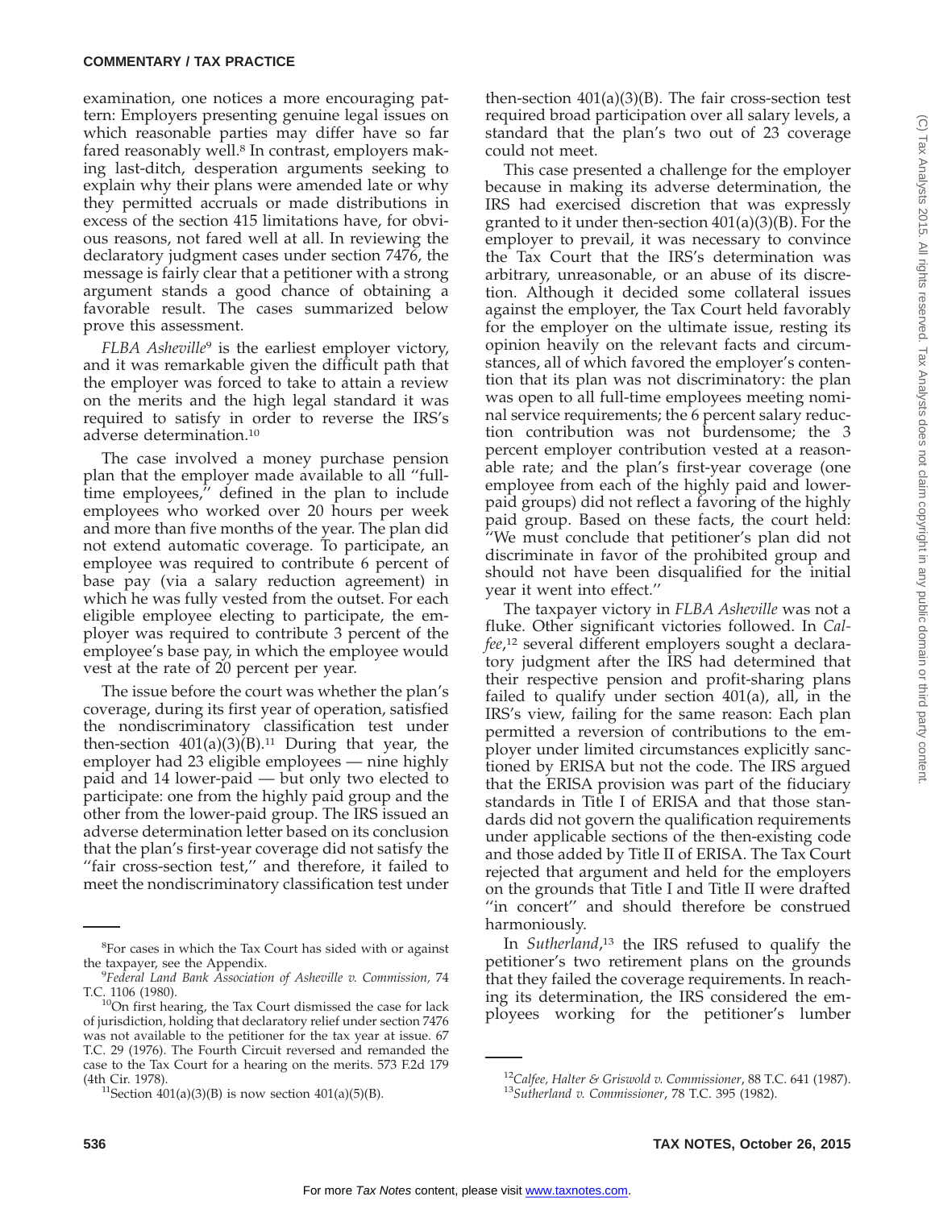examination, one notices a more encouraging pattern: Employers presenting genuine legal issues on which reasonable parties may differ have so far fared reasonably well.[8] In contrast, employers making last-ditch, desperation arguments seeking to explain why their plans were amended late or why they permitted accruals or made distributions in excess of the section 415 limitations have, for obvious reasons, not fared well at all. In reviewing the declaratory judgment cases under section 7476, the message is fairly clear that a petitioner with a strong argument stands a good chance of obtaining a favorable result. The cases summarized below prove this assessment.

*FLBA Asheville*[9] is the earliest employer victory, and it was remarkable given the difficult path that the employer was forced to take to attain a review on the merits and the high legal standard it was required to satisfy in order to reverse the IRS's adverse determination.[10]

The case involved a money purchase pension plan that the employer made available to all ''full-time employees,'' defined in the plan to include employees who worked over 20 hours per week and more than five months of the year. The plan did not extend automatic coverage. To participate, an employee was required to contribute 6 percent of base pay (via a salary reduction agreement) in which he was fully vested from the outset. For each eligible employee electing to participate, the employer was required to contribute 3 percent of the employee's base pay, in which the employee would vest at the rate of 20 percent per year.

The issue before the court was whether the plan's coverage, during its first year of operation, satisfied the nondiscriminatory classification test under then-section 401(a)(3)(B).[11] During that year, the employer had 23 eligible employees — nine highly paid and 14 lower-paid — but only two elected to participate: one from the highly paid group and the other from the lower-paid group. The IRS issued an adverse determination letter based on its conclusion that the plan's first-year coverage did not satisfy the ''fair cross-section test,'' and therefore, it failed to meet the nondiscriminatory classification test under then-section 401(a)(3)(B). The fair cross-section test required broad participation over all salary levels, a standard that the plan's two out of 23 coverage could not meet.

This case presented a challenge for the employer because in making its adverse determination, the IRS had exercised discretion that was expressly granted to it under then-section 401(a)(3)(B). For the employer to prevail, it was necessary to convince the Tax Court that the IRS's determination was arbitrary, unreasonable, or an abuse of its discretion. Although it decided some collateral issues against the employer, the Tax Court held favorably for the employer on the ultimate issue, resting its opinion heavily on the relevant facts and circumstances, all of which favored the employer's contention that its plan was not discriminatory: the plan was open to all full-time employees meeting nominal service requirements; the 6 percent salary reduction contribution was not burdensome; the 3 percent employer contribution vested at a reasonable rate; and the plan's first-year coverage (one employee from each of the highly paid and lower-paid groups) did not reflect a favoring of the highly paid group. Based on these facts, the court held: ''We must conclude that petitioner's plan did not discriminate in favor of the prohibited group and should not have been disqualified for the initial year it went into effect.''

The taxpayer victory in *FLBA Asheville* was not a fluke. Other significant victories followed. In *Calfee*,[12] several different employers sought a declaratory judgment after the IRS had determined that their respective pension and profit-sharing plans failed to qualify under section 401(a), all, in the IRS's view, failing for the same reason: Each plan permitted a reversion of contributions to the employer under limited circumstances explicitly sanctioned by ERISA but not the code. The IRS argued that the ERISA provision was part of the fiduciary standards in Title I of ERISA and that those standards did not govern the qualification requirements under applicable sections of the then-existing code and those added by Title II of ERISA. The Tax Court rejected that argument and held for the employers on the grounds that Title I and Title II were drafted ''in concert'' and should therefore be construed harmoniously.

In *Sutherland*,[13] the IRS refused to qualify the petitioner's two retirement plans on the grounds that they failed the coverage requirements. In reaching its determination, the IRS considered the employees working for the petitioner's lumber

---

[8]For cases in which the Tax Court has sided with or against the taxpayer, see the Appendix.

[9]*Federal Land Bank Association of Asheville v. Commission,* 74 T.C. 1106 (1980).

[10]On first hearing, the Tax Court dismissed the case for lack of jurisdiction, holding that declaratory relief under section 7476 was not available to the petitioner for the tax year at issue. 67 T.C. 29 (1976). The Fourth Circuit reversed and remanded the case to the Tax Court for a hearing on the merits. 573 F.2d 179 (4th Cir. 1978).

[11]Section 401(a)(3)(B) is now section 401(a)(5)(B).

[12]*Calfee, Halter & Griswold v. Commissioner*, 88 T.C. 641 (1987).

[13]*Sutherland v. Commissioner*, 78 T.C. 395 (1982).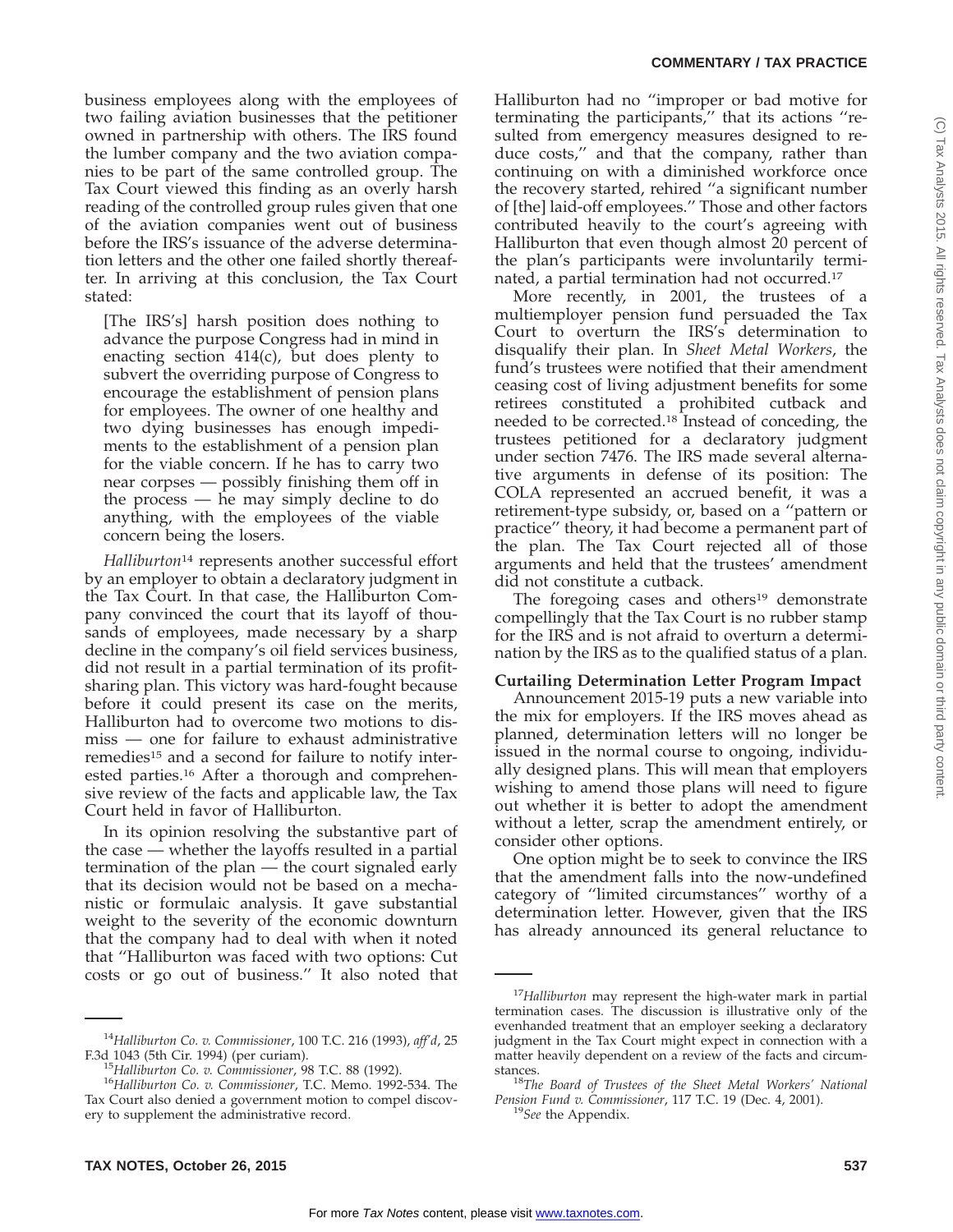business employees along with the employees of two failing aviation businesses that the petitioner owned in partnership with others. The IRS found the lumber company and the two aviation companies to be part of the same controlled group. The Tax Court viewed this finding as an overly harsh reading of the controlled group rules given that one of the aviation companies went out of business before the IRS's issuance of the adverse determination letters and the other one failed shortly thereafter. In arriving at this conclusion, the Tax Court stated:

> [The IRS's] harsh position does nothing to advance the purpose Congress had in mind in enacting section 414(c), but does plenty to subvert the overriding purpose of Congress to encourage the establishment of pension plans for employees. The owner of one healthy and two dying businesses has enough impediments to the establishment of a pension plan for the viable concern. If he has to carry two near corpses — possibly finishing them off in the process — he may simply decline to do anything, with the employees of the viable concern being the losers.

*Halliburton*[14] represents another successful effort by an employer to obtain a declaratory judgment in the Tax Court. In that case, the Halliburton Company convinced the court that its layoff of thousands of employees, made necessary by a sharp decline in the company's oil field services business, did not result in a partial termination of its profit-sharing plan. This victory was hard-fought because before it could present its case on the merits, Halliburton had to overcome two motions to dismiss — one for failure to exhaust administrative remedies[15] and a second for failure to notify interested parties.[16] After a thorough and comprehensive review of the facts and applicable law, the Tax Court held in favor of Halliburton.

In its opinion resolving the substantive part of the case — whether the layoffs resulted in a partial termination of the plan — the court signaled early that its decision would not be based on a mechanistic or formulaic analysis. It gave substantial weight to the severity of the economic downturn that the company had to deal with when it noted that "Halliburton was faced with two options: Cut costs or go out of business." It also noted that Halliburton had no "improper or bad motive for terminating the participants," that its actions "resulted from emergency measures designed to reduce costs," and that the company, rather than continuing on with a diminished workforce once the recovery started, rehired "a significant number of [the] laid-off employees." Those and other factors contributed heavily to the court's agreeing with Halliburton that even though almost 20 percent of the plan's participants were involuntarily terminated, a partial termination had not occurred.[17]

More recently, in 2001, the trustees of a multiemployer pension fund persuaded the Tax Court to overturn the IRS's determination to disqualify their plan. In *Sheet Metal Workers*, the fund's trustees were notified that their amendment ceasing cost of living adjustment benefits for some retirees constituted a prohibited cutback and needed to be corrected.[18] Instead of conceding, the trustees petitioned for a declaratory judgment under section 7476. The IRS made several alternative arguments in defense of its position: The COLA represented an accrued benefit, it was a retirement-type subsidy, or, based on a "pattern or practice" theory, it had become a permanent part of the plan. The Tax Court rejected all of those arguments and held that the trustees' amendment did not constitute a cutback.

The foregoing cases and others[19] demonstrate compellingly that the Tax Court is no rubber stamp for the IRS and is not afraid to overturn a determination by the IRS as to the qualified status of a plan.

**Curtailing Determination Letter Program Impact**

Announcement 2015-19 puts a new variable into the mix for employers. If the IRS moves ahead as planned, determination letters will no longer be issued in the normal course to ongoing, individually designed plans. This will mean that employers wishing to amend those plans will need to figure out whether it is better to adopt the amendment without a letter, scrap the amendment entirely, or consider other options.

One option might be to seek to convince the IRS that the amendment falls into the now-undefined category of "limited circumstances" worthy of a determination letter. However, given that the IRS has already announced its general reluctance to

---

[14] *Halliburton Co. v. Commissioner*, 100 T.C. 216 (1993), *aff'd*, 25 F.3d 1043 (5th Cir. 1994) (per curiam).

[15] *Halliburton Co. v. Commissioner*, 98 T.C. 88 (1992).

[16] *Halliburton Co. v. Commissioner*, T.C. Memo. 1992-534. The Tax Court also denied a government motion to compel discovery to supplement the administrative record.

[17] *Halliburton* may represent the high-water mark in partial termination cases. The discussion is illustrative only of the evenhanded treatment that an employer seeking a declaratory judgment in the Tax Court might expect in connection with a matter heavily dependent on a review of the facts and circumstances.

[18] *The Board of Trustees of the Sheet Metal Workers' National Pension Fund v. Commissioner*, 117 T.C. 19 (Dec. 4, 2001).

[19] *See* the Appendix.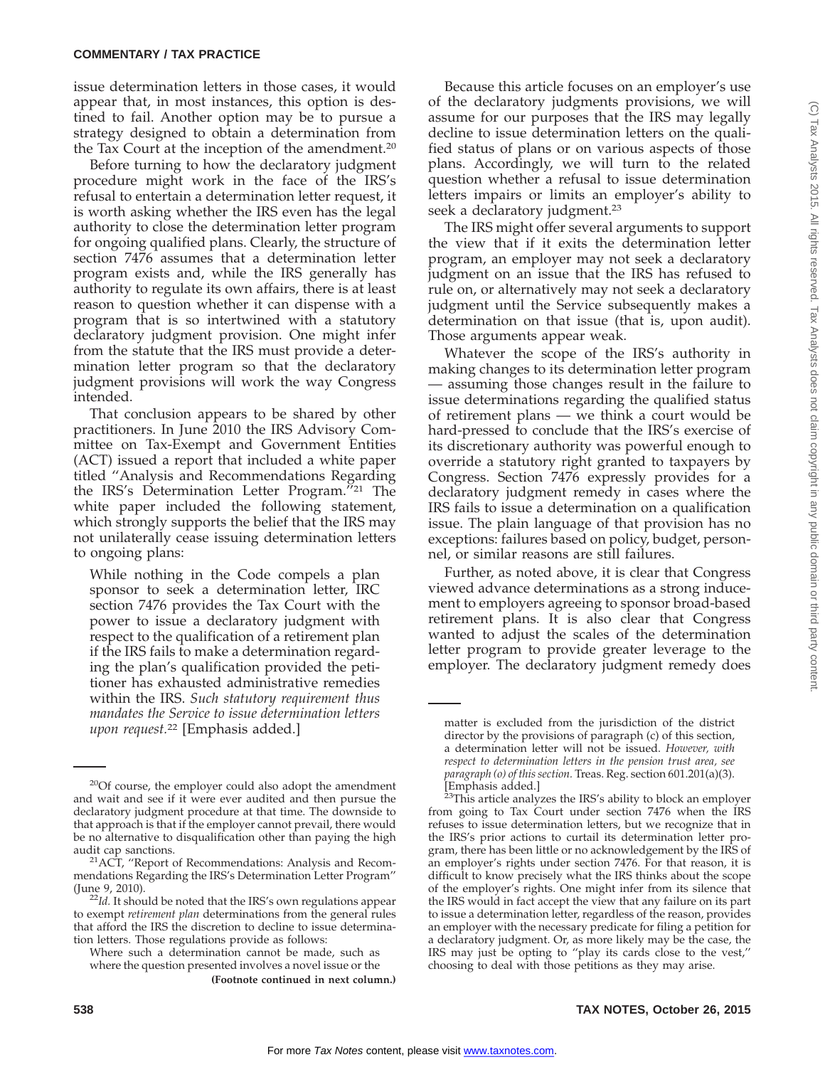issue determination letters in those cases, it would appear that, in most instances, this option is destined to fail. Another option may be to pursue a strategy designed to obtain a determination from the Tax Court at the inception of the amendment.[20]

Before turning to how the declaratory judgment procedure might work in the face of the IRS's refusal to entertain a determination letter request, it is worth asking whether the IRS even has the legal authority to close the determination letter program for ongoing qualified plans. Clearly, the structure of section 7476 assumes that a determination letter program exists and, while the IRS generally has authority to regulate its own affairs, there is at least reason to question whether it can dispense with a program that is so intertwined with a statutory declaratory judgment provision. One might infer from the statute that the IRS must provide a determination letter program so that the declaratory judgment provisions will work the way Congress intended.

That conclusion appears to be shared by other practitioners. In June 2010 the IRS Advisory Committee on Tax-Exempt and Government Entities (ACT) issued a report that included a white paper titled ''Analysis and Recommendations Regarding the IRS's Determination Letter Program.''[21] The white paper included the following statement, which strongly supports the belief that the IRS may not unilaterally cease issuing determination letters to ongoing plans:

> While nothing in the Code compels a plan sponsor to seek a determination letter, IRC section 7476 provides the Tax Court with the power to issue a declaratory judgment with respect to the qualification of a retirement plan if the IRS fails to make a determination regarding the plan's qualification provided the petitioner has exhausted administrative remedies within the IRS. *Such statutory requirement thus mandates the Service to issue determination letters upon request.*[22] [Emphasis added.]

Because this article focuses on an employer's use of the declaratory judgments provisions, we will assume for our purposes that the IRS may legally decline to issue determination letters on the qualified status of plans or on various aspects of those plans. Accordingly, we will turn to the related question whether a refusal to issue determination letters impairs or limits an employer's ability to seek a declaratory judgment.[23]

The IRS might offer several arguments to support the view that if it exits the determination letter program, an employer may not seek a declaratory judgment on an issue that the IRS has refused to rule on, or alternatively may not seek a declaratory judgment until the Service subsequently makes a determination on that issue (that is, upon audit). Those arguments appear weak.

Whatever the scope of the IRS's authority in making changes to its determination letter program — assuming those changes result in the failure to issue determinations regarding the qualified status of retirement plans — we think a court would be hard-pressed to conclude that the IRS's exercise of its discretionary authority was powerful enough to override a statutory right granted to taxpayers by Congress. Section 7476 expressly provides for a declaratory judgment remedy in cases where the IRS fails to issue a determination on a qualification issue. The plain language of that provision has no exceptions: failures based on policy, budget, personnel, or similar reasons are still failures.

Further, as noted above, it is clear that Congress viewed advance determinations as a strong inducement to employers agreeing to sponsor broad-based retirement plans. It is also clear that Congress wanted to adjust the scales of the determination letter program to provide greater leverage to the employer. The declaratory judgment remedy does

---

[20]Of course, the employer could also adopt the amendment and wait and see if it were ever audited and then pursue the declaratory judgment procedure at that time. The downside to that approach is that if the employer cannot prevail, there would be no alternative to disqualification other than paying the high audit cap sanctions.

[21]ACT, ''Report of Recommendations: Analysis and Recommendations Regarding the IRS's Determination Letter Program'' (June 9, 2010).

[22]*Id.* It should be noted that the IRS's own regulations appear to exempt *retirement plan* determinations from the general rules that afford the IRS the discretion to decline to issue determination letters. Those regulations provide as follows:

> Where such a determination cannot be made, such as where the question presented involves a novel issue or the matter is excluded from the jurisdiction of the district director by the provisions of paragraph (c) of this section, a determination letter will not be issued. *However, with respect to determination letters in the pension trust area, see paragraph (o) of this section.* Treas. Reg. section 601.201(a)(3). [Emphasis added.]

[23]This article analyzes the IRS's ability to block an employer from going to Tax Court under section 7476 when the IRS refuses to issue determination letters, but we recognize that in the IRS's prior actions to curtail its determination letter program, there has been little or no acknowledgement by the IRS of an employer's rights under section 7476. For that reason, it is difficult to know precisely what the IRS thinks about the scope of the employer's rights. One might infer from its silence that the IRS would in fact accept the view that any failure on its part to issue a determination letter, regardless of the reason, provides an employer with the necessary predicate for filing a petition for a declaratory judgment. Or, as more likely may be the case, the IRS may just be opting to ''play its cards close to the vest,'' choosing to deal with those petitions as they may arise.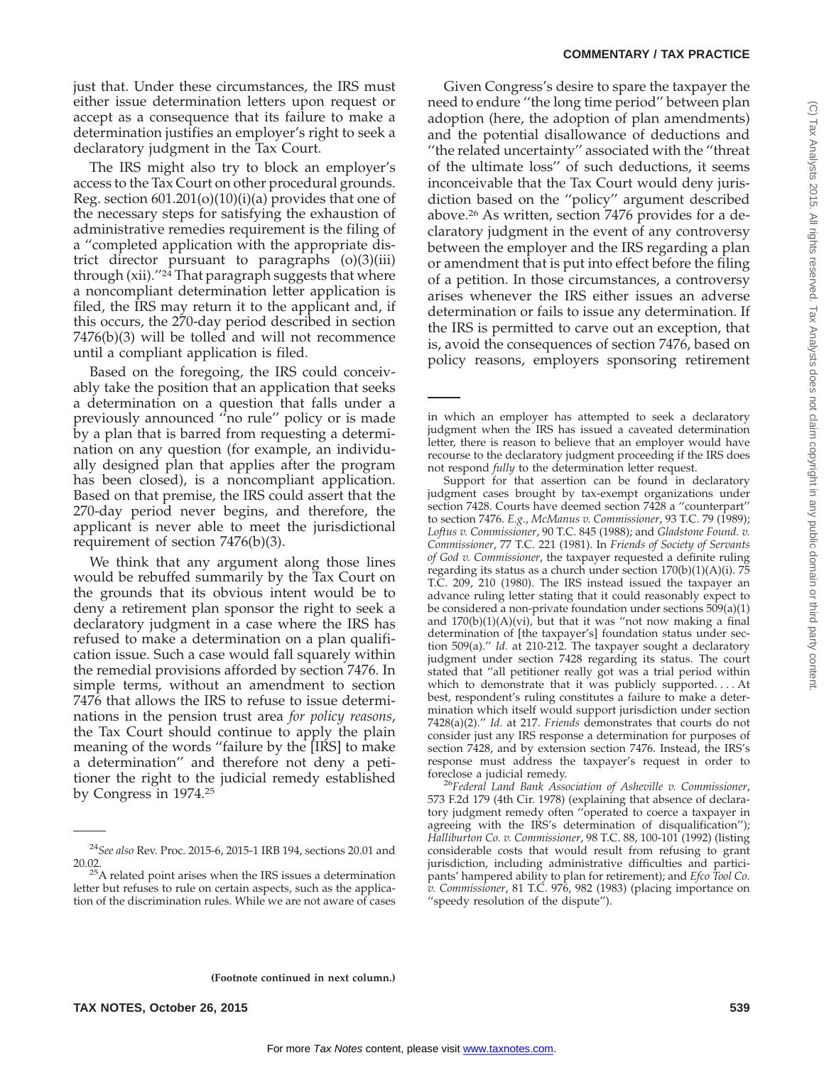just that. Under these circumstances, the IRS must either issue determination letters upon request or accept as a consequence that its failure to make a determination justifies an employer's right to seek a declaratory judgment in the Tax Court.

The IRS might also try to block an employer's access to the Tax Court on other procedural grounds. Reg. section 601.201(o)(10)(i)(a) provides that one of the necessary steps for satisfying the exhaustion of administrative remedies requirement is the filing of a "completed application with the appropriate district director pursuant to paragraphs (o)(3)(iii) through (xii)."[24] That paragraph suggests that where a noncompliant determination letter application is filed, the IRS may return it to the applicant and, if this occurs, the 270-day period described in section 7476(b)(3) will be tolled and will not recommence until a compliant application is filed.

Based on the foregoing, the IRS could conceivably take the position that an application that seeks a determination on a question that falls under a previously announced "no rule" policy or is made by a plan that is barred from requesting a determination on any question (for example, an individually designed plan that applies after the program has been closed), is a noncompliant application. Based on that premise, the IRS could assert that the 270-day period never begins, and therefore, the applicant is never able to meet the jurisdictional requirement of section 7476(b)(3).

We think that any argument along those lines would be rebuffed summarily by the Tax Court on the grounds that its obvious intent would be to deny a retirement plan sponsor the right to seek a declaratory judgment in a case where the IRS has refused to make a determination on a plan qualification issue. Such a case would fall squarely within the remedial provisions afforded by section 7476. In simple terms, without an amendment to section 7476 that allows the IRS to refuse to issue determinations in the pension trust area *for policy reasons*, the Tax Court should continue to apply the plain meaning of the words "failure by the [IRS] to make a determination" and therefore not deny a petitioner the right to the judicial remedy established by Congress in 1974.[25]

Given Congress's desire to spare the taxpayer the need to endure "the long time period" between plan adoption (here, the adoption of plan amendments) and the potential disallowance of deductions and "the related uncertainty" associated with the "threat of the ultimate loss" of such deductions, it seems inconceivable that the Tax Court would deny jurisdiction based on the "policy" argument described above.[26] As written, section 7476 provides for a declaratory judgment in the event of any controversy between the employer and the IRS regarding a plan or amendment that is put into effect before the filing of a petition. In those circumstances, a controversy arises whenever the IRS either issues an adverse determination or fails to issue any determination. If the IRS is permitted to carve out an exception, that is, avoid the consequences of section 7476, based on policy reasons, employers sponsoring retirement

---

[24] *See also* Rev. Proc. 2015-6, 2015-1 IRB 194, sections 20.01 and 20.02.

[25] A related point arises when the IRS issues a determination letter but refuses to rule on certain aspects, such as the application of the discrimination rules. While we are not aware of cases in which an employer has attempted to seek a declaratory judgment when the IRS has issued a caveated determination letter, there is reason to believe that an employer would have recourse to the declaratory judgment proceeding if the IRS does not respond *fully* to the determination letter request.

Support for that assertion can be found in declaratory judgment cases brought by tax-exempt organizations under section 7428. Courts have deemed section 7428 a "counterpart" to section 7476. *E.g.*, *McManus v. Commissioner*, 93 T.C. 79 (1989); *Loftus v. Commissioner*, 90 T.C. 845 (1988); and *Gladstone Found. v. Commissioner*, 77 T.C. 221 (1981). In *Friends of Society of Servants of God v. Commissioner*, the taxpayer requested a definite ruling regarding its status as a church under section 170(b)(1)(A)(i). 75 T.C. 209, 210 (1980). The IRS instead issued the taxpayer an advance ruling letter stating that it could reasonably expect to be considered a non-private foundation under sections 509(a)(1) and 170(b)(1)(A)(vi), but that it was "not now making a final determination of [the taxpayer's] foundation status under section 509(a)." *Id.* at 210-212. The taxpayer sought a declaratory judgment under section 7428 regarding its status. The court stated that "all petitioner really got was a trial period within which to demonstrate that it was publicly supported. . . . At best, respondent's ruling constitutes a failure to make a determination which itself would support jurisdiction under section 7428(a)(2)." *Id.* at 217. *Friends* demonstrates that courts do not consider just any IRS response a determination for purposes of section 7428, and by extension section 7476. Instead, the IRS's response must address the taxpayer's request in order to foreclose a judicial remedy.

[26] *Federal Land Bank Association of Asheville v. Commissioner*, 573 F.2d 179 (4th Cir. 1978) (explaining that absence of declaratory judgment remedy often "operated to coerce a taxpayer in agreeing with the IRS's determination of disqualification"); *Halliburton Co. v. Commissioner*, 98 T.C. 88, 100-101 (1992) (listing considerable costs that would result from refusing to grant jurisdiction, including administrative difficulties and participants' hampered ability to plan for retirement); and *Efco Tool Co. v. Commissioner*, 81 T.C. 976, 982 (1983) (placing importance on "speedy resolution of the dispute").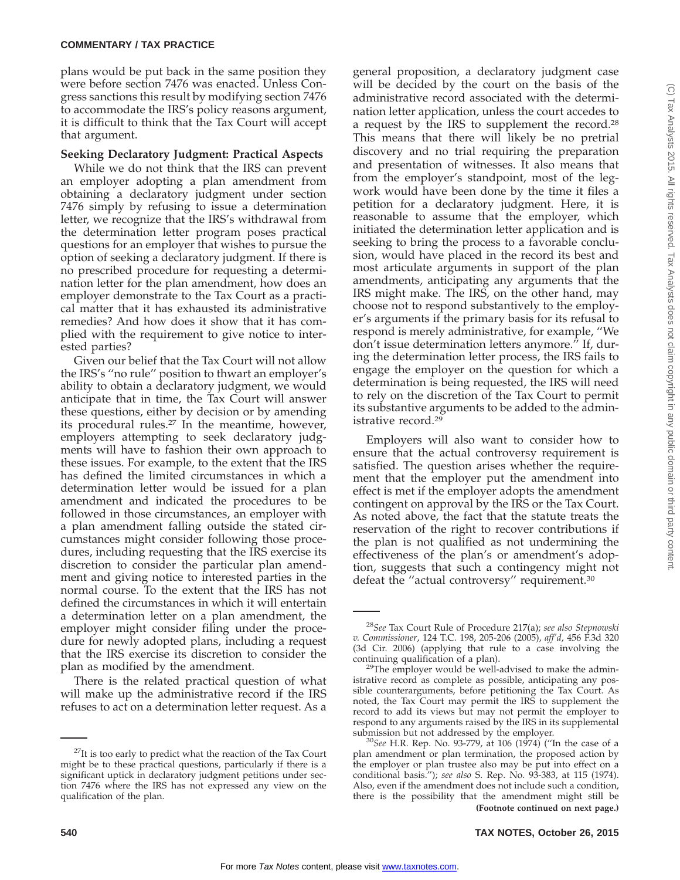plans would be put back in the same position they were before section 7476 was enacted. Unless Congress sanctions this result by modifying section 7476 to accommodate the IRS's policy reasons argument, it is difficult to think that the Tax Court will accept that argument.

**Seeking Declaratory Judgment: Practical Aspects**

While we do not think that the IRS can prevent an employer adopting a plan amendment from obtaining a declaratory judgment under section 7476 simply by refusing to issue a determination letter, we recognize that the IRS's withdrawal from the determination letter program poses practical questions for an employer that wishes to pursue the option of seeking a declaratory judgment. If there is no prescribed procedure for requesting a determination letter for the plan amendment, how does an employer demonstrate to the Tax Court as a practical matter that it has exhausted its administrative remedies? And how does it show that it has complied with the requirement to give notice to interested parties?

Given our belief that the Tax Court will not allow the IRS's "no rule" position to thwart an employer's ability to obtain a declaratory judgment, we would anticipate that in time, the Tax Court will answer these questions, either by decision or by amending its procedural rules.[27] In the meantime, however, employers attempting to seek declaratory judgments will have to fashion their own approach to these issues. For example, to the extent that the IRS has defined the limited circumstances in which a determination letter would be issued for a plan amendment and indicated the procedures to be followed in those circumstances, an employer with a plan amendment falling outside the stated circumstances might consider following those procedures, including requesting that the IRS exercise its discretion to consider the particular plan amendment and giving notice to interested parties in the normal course. To the extent that the IRS has not defined the circumstances in which it will entertain a determination letter on a plan amendment, the employer might consider filing under the procedure for newly adopted plans, including a request that the IRS exercise its discretion to consider the plan as modified by the amendment.

There is the related practical question of what will make up the administrative record if the IRS refuses to act on a determination letter request. As a general proposition, a declaratory judgment case will be decided by the court on the basis of the administrative record associated with the determination letter application, unless the court accedes to a request by the IRS to supplement the record.[28] This means that there will likely be no pretrial discovery and no trial requiring the preparation and presentation of witnesses. It also means that from the employer's standpoint, most of the legwork would have been done by the time it files a petition for a declaratory judgment. Here, it is reasonable to assume that the employer, which initiated the determination letter application and is seeking to bring the process to a favorable conclusion, would have placed in the record its best and most articulate arguments in support of the plan amendments, anticipating any arguments that the IRS might make. The IRS, on the other hand, may choose not to respond substantively to the employer's arguments if the primary basis for its refusal to respond is merely administrative, for example, "We don't issue determination letters anymore." If, during the determination letter process, the IRS fails to engage the employer on the question for which a determination is being requested, the IRS will need to rely on the discretion of the Tax Court to permit its substantive arguments to be added to the administrative record.[29]

Employers will also want to consider how to ensure that the actual controversy requirement is satisfied. The question arises whether the requirement that the employer put the amendment into effect is met if the employer adopts the amendment contingent on approval by the IRS or the Tax Court. As noted above, the fact that the statute treats the reservation of the right to recover contributions if the plan is not qualified as not undermining the effectiveness of the plan's or amendment's adoption, suggests that such a contingency might not defeat the "actual controversy" requirement.[30]

---

[27]It is too early to predict what the reaction of the Tax Court might be to these practical questions, particularly if there is a significant uptick in declaratory judgment petitions under section 7476 where the IRS has not expressed any view on the qualification of the plan.

[28]*See* Tax Court Rule of Procedure 217(a); *see also Stepnowski v. Commissioner*, 124 T.C. 198, 205-206 (2005), *aff'd*, 456 F.3d 320 (3d Cir. 2006) (applying that rule to a case involving the continuing qualification of a plan).

[29]The employer would be well-advised to make the administrative record as complete as possible, anticipating any possible counterarguments, before petitioning the Tax Court. As noted, the Tax Court may permit the IRS to supplement the record to add its views but may not permit the employer to respond to any arguments raised by the IRS in its supplemental submission but not addressed by the employer.

[30]*See* H.R. Rep. No. 93-779, at 106 (1974) ("In the case of a plan amendment or plan termination, the proposed action by the employer or plan trustee also may be put into effect on a conditional basis."); *see also* S. Rep. No. 93-383, at 115 (1974). Also, even if the amendment does not include such a condition, there is the possibility that the amendment might still be **(Footnote continued on next page.)**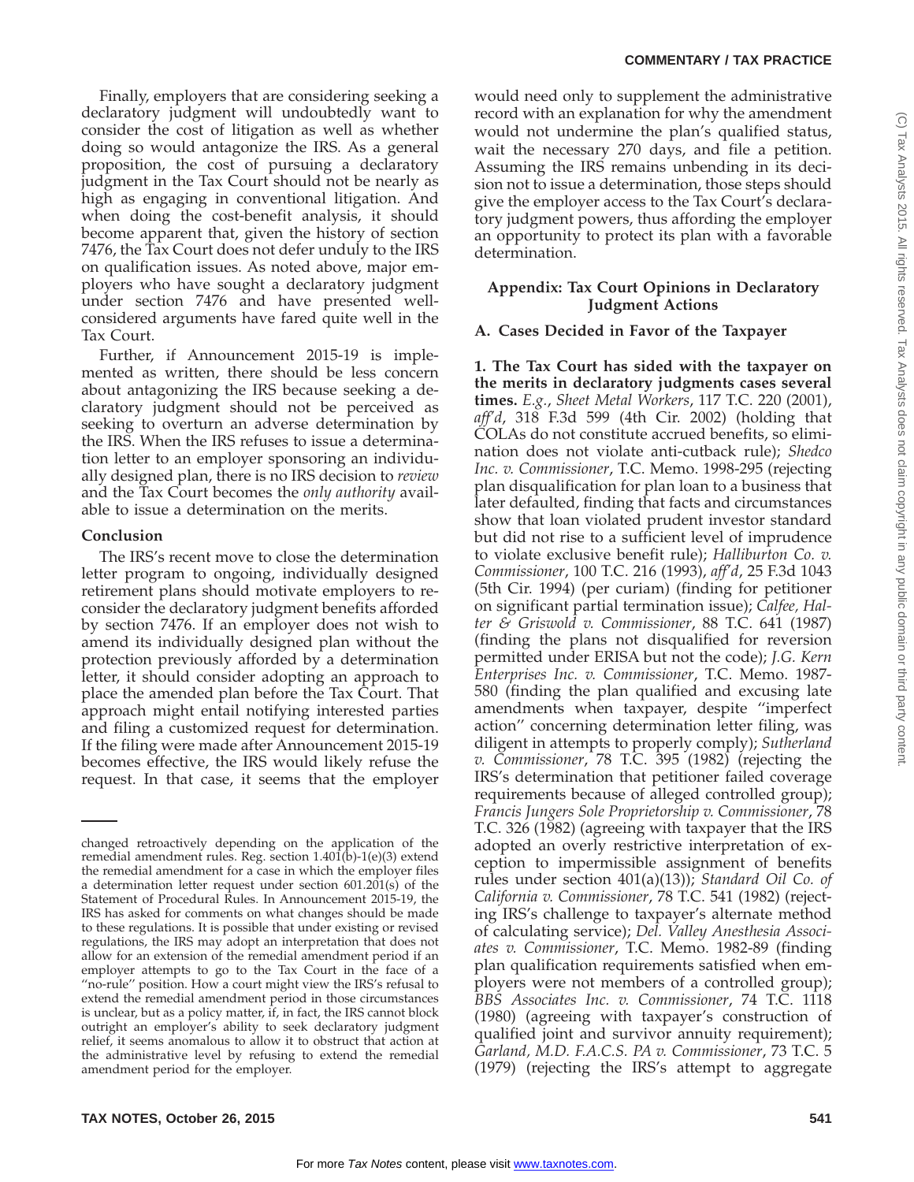Finally, employers that are considering seeking a declaratory judgment will undoubtedly want to consider the cost of litigation as well as whether doing so would antagonize the IRS. As a general proposition, the cost of pursuing a declaratory judgment in the Tax Court should not be nearly as high as engaging in conventional litigation. And when doing the cost-benefit analysis, it should become apparent that, given the history of section 7476, the Tax Court does not defer unduly to the IRS on qualification issues. As noted above, major employers who have sought a declaratory judgment under section 7476 and have presented well-considered arguments have fared quite well in the Tax Court.

Further, if Announcement 2015-19 is implemented as written, there should be less concern about antagonizing the IRS because seeking a declaratory judgment should not be perceived as seeking to overturn an adverse determination by the IRS. When the IRS refuses to issue a determination letter to an employer sponsoring an individually designed plan, there is no IRS decision to *review* and the Tax Court becomes the *only authority* available to issue a determination on the merits.

## Conclusion

The IRS's recent move to close the determination letter program to ongoing, individually designed retirement plans should motivate employers to reconsider the declaratory judgment benefits afforded by section 7476. If an employer does not wish to amend its individually designed plan without the protection previously afforded by a determination letter, it should consider adopting an approach to place the amended plan before the Tax Court. That approach might entail notifying interested parties and filing a customized request for determination. If the filing were made after Announcement 2015-19 becomes effective, the IRS would likely refuse the request. In that case, it seems that the employer would need only to supplement the administrative record with an explanation for why the amendment would not undermine the plan's qualified status, wait the necessary 270 days, and file a petition. Assuming the IRS remains unbending in its decision not to issue a determination, those steps should give the employer access to the Tax Court's declaratory judgment powers, thus affording the employer an opportunity to protect its plan with a favorable determination.

## Appendix: Tax Court Opinions in Declaratory Judgment Actions

### A. Cases Decided in Favor of the Taxpayer

**1. The Tax Court has sided with the taxpayer on the merits in declaratory judgments cases several times.** *E.g.*, *Sheet Metal Workers*, 117 T.C. 220 (2001), *aff'd*, 318 F.3d 599 (4th Cir. 2002) (holding that COLAs do not constitute accrued benefits, so elimination does not violate anti-cutback rule); *Shedco Inc. v. Commissioner*, T.C. Memo. 1998-295 (rejecting plan disqualification for plan loan to a business that later defaulted, finding that facts and circumstances show that loan violated prudent investor standard but did not rise to a sufficient level of imprudence to violate exclusive benefit rule); *Halliburton Co. v. Commissioner*, 100 T.C. 216 (1993), *aff'd*, 25 F.3d 1043 (5th Cir. 1994) (per curiam) (finding for petitioner on significant partial termination issue); *Calfee, Halter & Griswold v. Commissioner*, 88 T.C. 641 (1987) (finding the plans not disqualified for reversion permitted under ERISA but not the code); *J.G. Kern Enterprises Inc. v. Commissioner*, T.C. Memo. 1987-580 (finding the plan qualified and excusing late amendments when taxpayer, despite ''imperfect action'' concerning determination letter filing, was diligent in attempts to properly comply); *Sutherland v. Commissioner*, 78 T.C. 395 (1982) (rejecting the IRS's determination that petitioner failed coverage requirements because of alleged controlled group); *Francis Jungers Sole Proprietorship v. Commissioner*, 78 T.C. 326 (1982) (agreeing with taxpayer that the IRS adopted an overly restrictive interpretation of exception to impermissible assignment of benefits rules under section 401(a)(13)); *Standard Oil Co. of California v. Commissioner*, 78 T.C. 541 (1982) (rejecting IRS's challenge to taxpayer's alternate method of calculating service); *Del. Valley Anesthesia Associates v. Commissioner*, T.C. Memo. 1982-89 (finding plan qualification requirements satisfied when employers were not members of a controlled group); *BBS Associates Inc. v. Commissioner*, 74 T.C. 1118 (1980) (agreeing with taxpayer's construction of qualified joint and survivor annuity requirement); *Garland, M.D. F.A.C.S. PA v. Commissioner*, 73 T.C. 5 (1979) (rejecting the IRS's attempt to aggregate

---

changed retroactively depending on the application of the remedial amendment rules. Reg. section 1.401(b)-1(e)(3) extend the remedial amendment for a case in which the employer files a determination letter request under section 601.201(s) of the Statement of Procedural Rules. In Announcement 2015-19, the IRS has asked for comments on what changes should be made to these regulations. It is possible that under existing or revised regulations, the IRS may adopt an interpretation that does not allow for an extension of the remedial amendment period if an employer attempts to go to the Tax Court in the face of a ''no-rule'' position. How a court might view the IRS's refusal to extend the remedial amendment period in those circumstances is unclear, but as a policy matter, if, in fact, the IRS cannot block outright an employer's ability to seek declaratory judgment relief, it seems anomalous to allow it to obstruct that action at the administrative level by refusing to extend the remedial amendment period for the employer.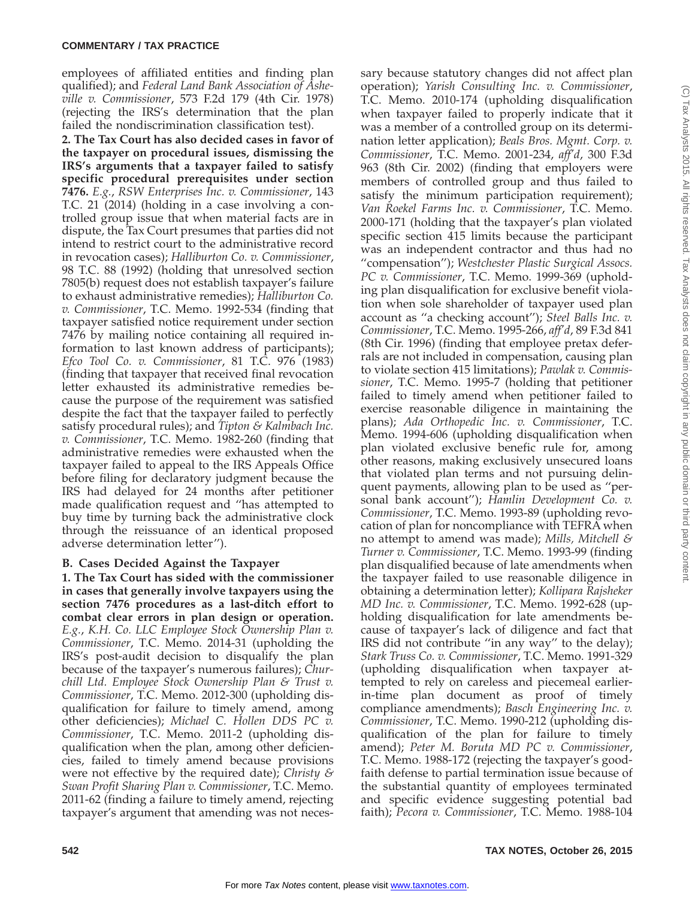employees of affiliated entities and finding plan qualified); and *Federal Land Bank Association of Asheville v. Commissioner*, 573 F.2d 179 (4th Cir. 1978) (rejecting the IRS's determination that the plan failed the nondiscrimination classification test).

**2. The Tax Court has also decided cases in favor of the taxpayer on procedural issues, dismissing the IRS's arguments that a taxpayer failed to satisfy specific procedural prerequisites under section 7476.** *E.g.*, *RSW Enterprises Inc. v. Commissioner*, 143 T.C. 21 (2014) (holding in a case involving a controlled group issue that when material facts are in dispute, the Tax Court presumes that parties did not intend to restrict court to the administrative record in revocation cases); *Halliburton Co. v. Commissioner*, 98 T.C. 88 (1992) (holding that unresolved section 7805(b) request does not establish taxpayer's failure to exhaust administrative remedies); *Halliburton Co. v. Commissioner*, T.C. Memo. 1992-534 (finding that taxpayer satisfied notice requirement under section 7476 by mailing notice containing all required information to last known address of participants); *Efco Tool Co. v. Commissioner*, 81 T.C. 976 (1983) (finding that taxpayer that received final revocation letter exhausted its administrative remedies because the purpose of the requirement was satisfied despite the fact that the taxpayer failed to perfectly satisfy procedural rules); and *Tipton & Kalmbach Inc. v. Commissioner*, T.C. Memo. 1982-260 (finding that administrative remedies were exhausted when the taxpayer failed to appeal to the IRS Appeals Office before filing for declaratory judgment because the IRS had delayed for 24 months after petitioner made qualification request and ''has attempted to buy time by turning back the administrative clock through the reissuance of an identical proposed adverse determination letter'').

### B. Cases Decided Against the Taxpayer

**1. The Tax Court has sided with the commissioner in cases that generally involve taxpayers using the section 7476 procedures as a last-ditch effort to combat clear errors in plan design or operation.** *E.g.*, *K.H. Co. LLC Employee Stock Ownership Plan v. Commissioner*, T.C. Memo. 2014-31 (upholding the IRS's post-audit decision to disqualify the plan because of the taxpayer's numerous failures); *Churchill Ltd. Employee Stock Ownership Plan & Trust v. Commissioner*, T.C. Memo. 2012-300 (upholding disqualification for failure to timely amend, among other deficiencies); *Michael C. Hollen DDS PC v. Commissioner*, T.C. Memo. 2011-2 (upholding disqualification when the plan, among other deficiencies, failed to timely amend because provisions were not effective by the required date); *Christy & Swan Profit Sharing Plan v. Commissioner*, T.C. Memo. 2011-62 (finding a failure to timely amend, rejecting taxpayer's argument that amending was not necessary because statutory changes did not affect plan operation); *Yarish Consulting Inc. v. Commissioner*, T.C. Memo. 2010-174 (upholding disqualification when taxpayer failed to properly indicate that it was a member of a controlled group on its determination letter application); *Beals Bros. Mgmt. Corp. v. Commissioner*, T.C. Memo. 2001-234, *aff'd*, 300 F.3d 963 (8th Cir. 2002) (finding that employers were members of controlled group and thus failed to satisfy the minimum participation requirement); *Van Roekel Farms Inc. v. Commissioner*, T.C. Memo. 2000-171 (holding that the taxpayer's plan violated specific section 415 limits because the participant was an independent contractor and thus had no ''compensation''); *Westchester Plastic Surgical Assocs. PC v. Commissioner*, T.C. Memo. 1999-369 (upholding plan disqualification for exclusive benefit violation when sole shareholder of taxpayer used plan account as ''a checking account''); *Steel Balls Inc. v. Commissioner*, T.C. Memo. 1995-266, *aff'd*, 89 F.3d 841 (8th Cir. 1996) (finding that employee pretax deferrals are not included in compensation, causing plan to violate section 415 limitations); *Pawlak v. Commissioner*, T.C. Memo. 1995-7 (holding that petitioner failed to timely amend when petitioner failed to exercise reasonable diligence in maintaining the plans); *Ada Orthopedic Inc. v. Commissioner*, T.C. Memo. 1994-606 (upholding disqualification when plan violated exclusive benefic rule for, among other reasons, making exclusively unsecured loans that violated plan terms and not pursuing delinquent payments, allowing plan to be used as ''personal bank account''); *Hamlin Development Co. v. Commissioner*, T.C. Memo. 1993-89 (upholding revocation of plan for noncompliance with TEFRA when no attempt to amend was made); *Mills, Mitchell & Turner v. Commissioner*, T.C. Memo. 1993-99 (finding plan disqualified because of late amendments when the taxpayer failed to use reasonable diligence in obtaining a determination letter); *Kollipara Rajsheker MD Inc. v. Commissioner*, T.C. Memo. 1992-628 (upholding disqualification for late amendments because of taxpayer's lack of diligence and fact that IRS did not contribute ''in any way'' to the delay); *Stark Truss Co. v. Commissioner*, T.C. Memo. 1991-329 (upholding disqualification when taxpayer attempted to rely on careless and piecemeal earlier-in-time plan document as proof of timely compliance amendments); *Basch Engineering Inc. v. Commissioner*, T.C. Memo. 1990-212 (upholding disqualification of the plan for failure to timely amend); *Peter M. Boruta MD PC v. Commissioner*, T.C. Memo. 1988-172 (rejecting the taxpayer's good-faith defense to partial termination issue because of the substantial quantity of employees terminated and specific evidence suggesting potential bad faith); *Pecora v. Commissioner*, T.C. Memo. 1988-104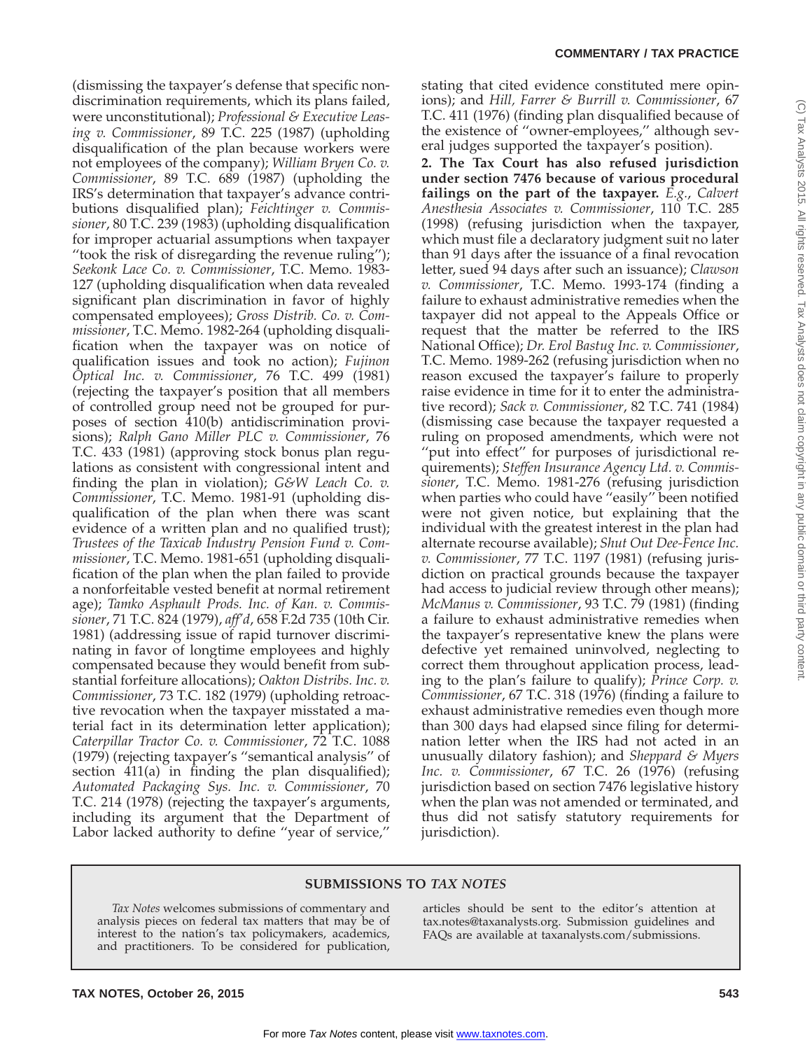(dismissing the taxpayer's defense that specific nondiscrimination requirements, which its plans failed, were unconstitutional); *Professional & Executive Leasing v. Commissioner*, 89 T.C. 225 (1987) (upholding disqualification of the plan because workers were not employees of the company); *William Bryen Co. v. Commissioner*, 89 T.C. 689 (1987) (upholding the IRS's determination that taxpayer's advance contributions disqualified plan); *Feichtinger v. Commissioner*, 80 T.C. 239 (1983) (upholding disqualification for improper actuarial assumptions when taxpayer ''took the risk of disregarding the revenue ruling''); *Seekonk Lace Co. v. Commissioner*, T.C. Memo. 1983-127 (upholding disqualification when data revealed significant plan discrimination in favor of highly compensated employees); *Gross Distrib. Co. v. Commissioner*, T.C. Memo. 1982-264 (upholding disqualification when the taxpayer was on notice of qualification issues and took no action); *Fujinon Optical Inc. v. Commissioner*, 76 T.C. 499 (1981) (rejecting the taxpayer's position that all members of controlled group need not be grouped for purposes of section 410(b) antidiscrimination provisions); *Ralph Gano Miller PLC v. Commissioner*, 76 T.C. 433 (1981) (approving stock bonus plan regulations as consistent with congressional intent and finding the plan in violation); *G&W Leach Co. v. Commissioner*, T.C. Memo. 1981-91 (upholding disqualification of the plan when there was scant evidence of a written plan and no qualified trust); *Trustees of the Taxicab Industry Pension Fund v. Commissioner*, T.C. Memo. 1981-651 (upholding disqualification of the plan when the plan failed to provide a nonforfeitable vested benefit at normal retirement age); *Tamko Asphault Prods. Inc. of Kan. v. Commissioner*, 71 T.C. 824 (1979), *aff'd*, 658 F.2d 735 (10th Cir. 1981) (addressing issue of rapid turnover discriminating in favor of longtime employees and highly compensated because they would benefit from substantial forfeiture allocations); *Oakton Distribs. Inc. v. Commissioner*, 73 T.C. 182 (1979) (upholding retroactive revocation when the taxpayer misstated a material fact in its determination letter application); *Caterpillar Tractor Co. v. Commissioner*, 72 T.C. 1088 (1979) (rejecting taxpayer's ''semantical analysis'' of section 411(a) in finding the plan disqualified); *Automated Packaging Sys. Inc. v. Commissioner*, 70 T.C. 214 (1978) (rejecting the taxpayer's arguments, including its argument that the Department of Labor lacked authority to define ''year of service,'' stating that cited evidence constituted mere opinions); and *Hill, Farrer & Burrill v. Commissioner*, 67 T.C. 411 (1976) (finding plan disqualified because of the existence of ''owner-employees,'' although several judges supported the taxpayer's position).

**2. The Tax Court has also refused jurisdiction under section 7476 because of various procedural failings on the part of the taxpayer.** *E.g.*, *Calvert Anesthesia Associates v. Commissioner*, 110 T.C. 285 (1998) (refusing jurisdiction when the taxpayer, which must file a declaratory judgment suit no later than 91 days after the issuance of a final revocation letter, sued 94 days after such an issuance); *Clawson v. Commissioner*, T.C. Memo. 1993-174 (finding a failure to exhaust administrative remedies when the taxpayer did not appeal to the Appeals Office or request that the matter be referred to the IRS National Office); *Dr. Erol Bastug Inc. v. Commissioner*, T.C. Memo. 1989-262 (refusing jurisdiction when no reason excused the taxpayer's failure to properly raise evidence in time for it to enter the administrative record); *Sack v. Commissioner*, 82 T.C. 741 (1984) (dismissing case because the taxpayer requested a ruling on proposed amendments, which were not ''put into effect'' for purposes of jurisdictional requirements); *Steffen Insurance Agency Ltd. v. Commissioner*, T.C. Memo. 1981-276 (refusing jurisdiction when parties who could have ''easily'' been notified were not given notice, but explaining that the individual with the greatest interest in the plan had alternate recourse available); *Shut Out Dee-Fence Inc. v. Commissioner*, 77 T.C. 1197 (1981) (refusing jurisdiction on practical grounds because the taxpayer had access to judicial review through other means); *McManus v. Commissioner*, 93 T.C. 79 (1981) (finding a failure to exhaust administrative remedies when the taxpayer's representative knew the plans were defective yet remained uninvolved, neglecting to correct them throughout application process, leading to the plan's failure to qualify); *Prince Corp. v. Commissioner*, 67 T.C. 318 (1976) (finding a failure to exhaust administrative remedies even though more than 300 days had elapsed since filing for determination letter when the IRS had not acted in an unusually dilatory fashion); and *Sheppard & Myers Inc. v. Commissioner*, 67 T.C. 26 (1976) (refusing jurisdiction based on section 7476 legislative history when the plan was not amended or terminated, and thus did not satisfy statutory requirements for jurisdiction).

**SUBMISSIONS TO *TAX NOTES***

*Tax Notes* welcomes submissions of commentary and analysis pieces on federal tax matters that may be of interest to the nation's tax policymakers, academics, and practitioners. To be considered for publication, articles should be sent to the editor's attention at tax.notes@taxanalysts.org. Submission guidelines and FAQs are available at taxanalysts.com/submissions.